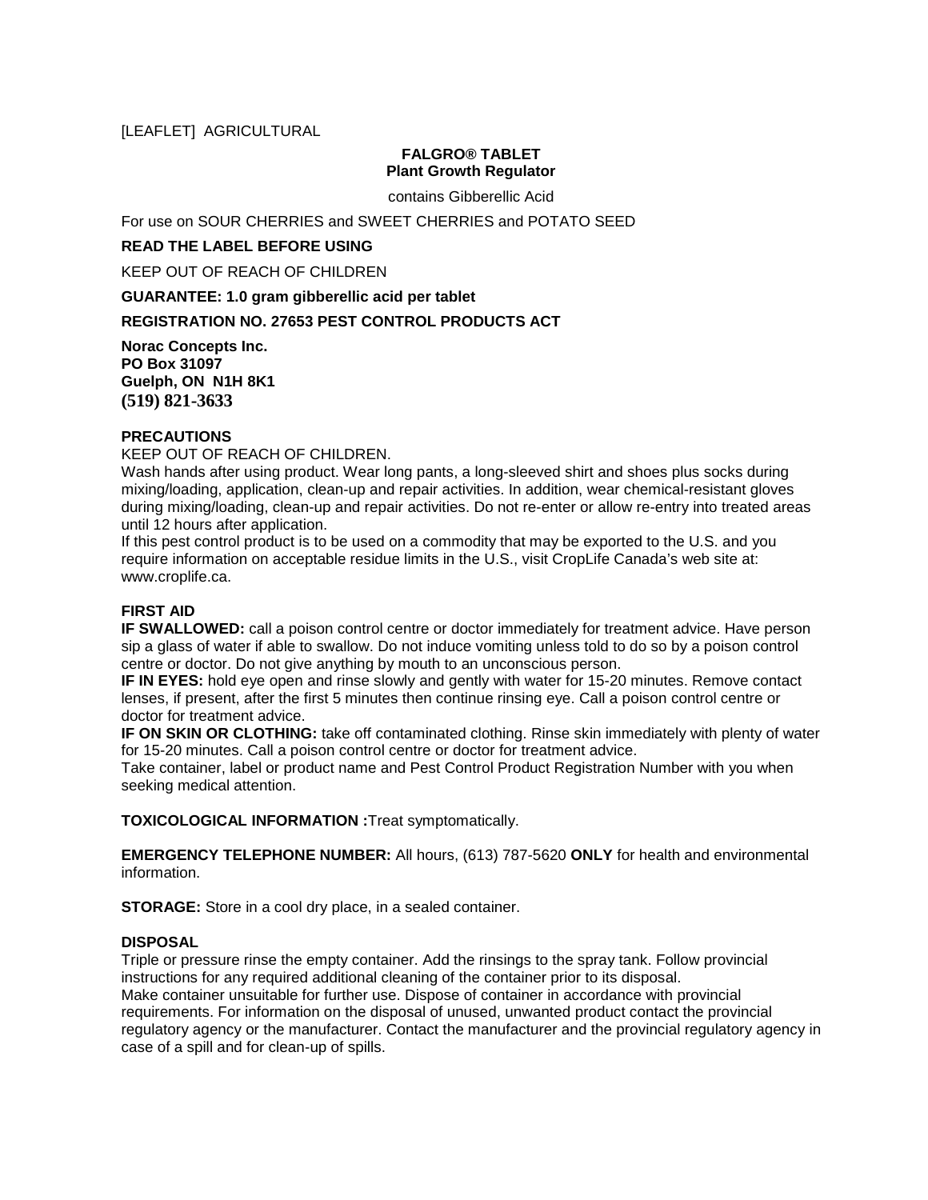[LEAFLET] AGRICULTURAL

# FALGRO® TABLET
## Plant Growth Regulator

contains Gibberellic Acid

For use on SOUR CHERRIES and SWEET CHERRIES and POTATO SEED

**READ THE LABEL BEFORE USING**

KEEP OUT OF REACH OF CHILDREN

**GUARANTEE: 1.0 gram gibberellic acid per tablet**

**REGISTRATION NO. 27653 PEST CONTROL PRODUCTS ACT**

**Norac Concepts Inc.**
**PO Box 31097**
**Guelph, ON N1H 8K1**
**(519) 821-3633**

### PRECAUTIONS

KEEP OUT OF REACH OF CHILDREN.
Wash hands after using product. Wear long pants, a long-sleeved shirt and shoes plus socks during mixing/loading, application, clean-up and repair activities. In addition, wear chemical-resistant gloves during mixing/loading, clean-up and repair activities. Do not re-enter or allow re-entry into treated areas until 12 hours after application.
If this pest control product is to be used on a commodity that may be exported to the U.S. and you require information on acceptable residue limits in the U.S., visit CropLife Canada's web site at: www.croplife.ca.

### FIRST AID

**IF SWALLOWED:** call a poison control centre or doctor immediately for treatment advice. Have person sip a glass of water if able to swallow. Do not induce vomiting unless told to do so by a poison control centre or doctor. Do not give anything by mouth to an unconscious person.
**IF IN EYES:** hold eye open and rinse slowly and gently with water for 15-20 minutes. Remove contact lenses, if present, after the first 5 minutes then continue rinsing eye. Call a poison control centre or doctor for treatment advice.
**IF ON SKIN OR CLOTHING:** take off contaminated clothing. Rinse skin immediately with plenty of water for 15-20 minutes. Call a poison control centre or doctor for treatment advice.
Take container, label or product name and Pest Control Product Registration Number with you when seeking medical attention.

**TOXICOLOGICAL INFORMATION :**Treat symptomatically.

**EMERGENCY TELEPHONE NUMBER:** All hours, (613) 787-5620 **ONLY** for health and environmental information.

**STORAGE:** Store in a cool dry place, in a sealed container.

### DISPOSAL

Triple or pressure rinse the empty container. Add the rinsings to the spray tank. Follow provincial instructions for any required additional cleaning of the container prior to its disposal.
Make container unsuitable for further use. Dispose of container in accordance with provincial requirements. For information on the disposal of unused, unwanted product contact the provincial regulatory agency or the manufacturer. Contact the manufacturer and the provincial regulatory agency in case of a spill and for clean-up of spills.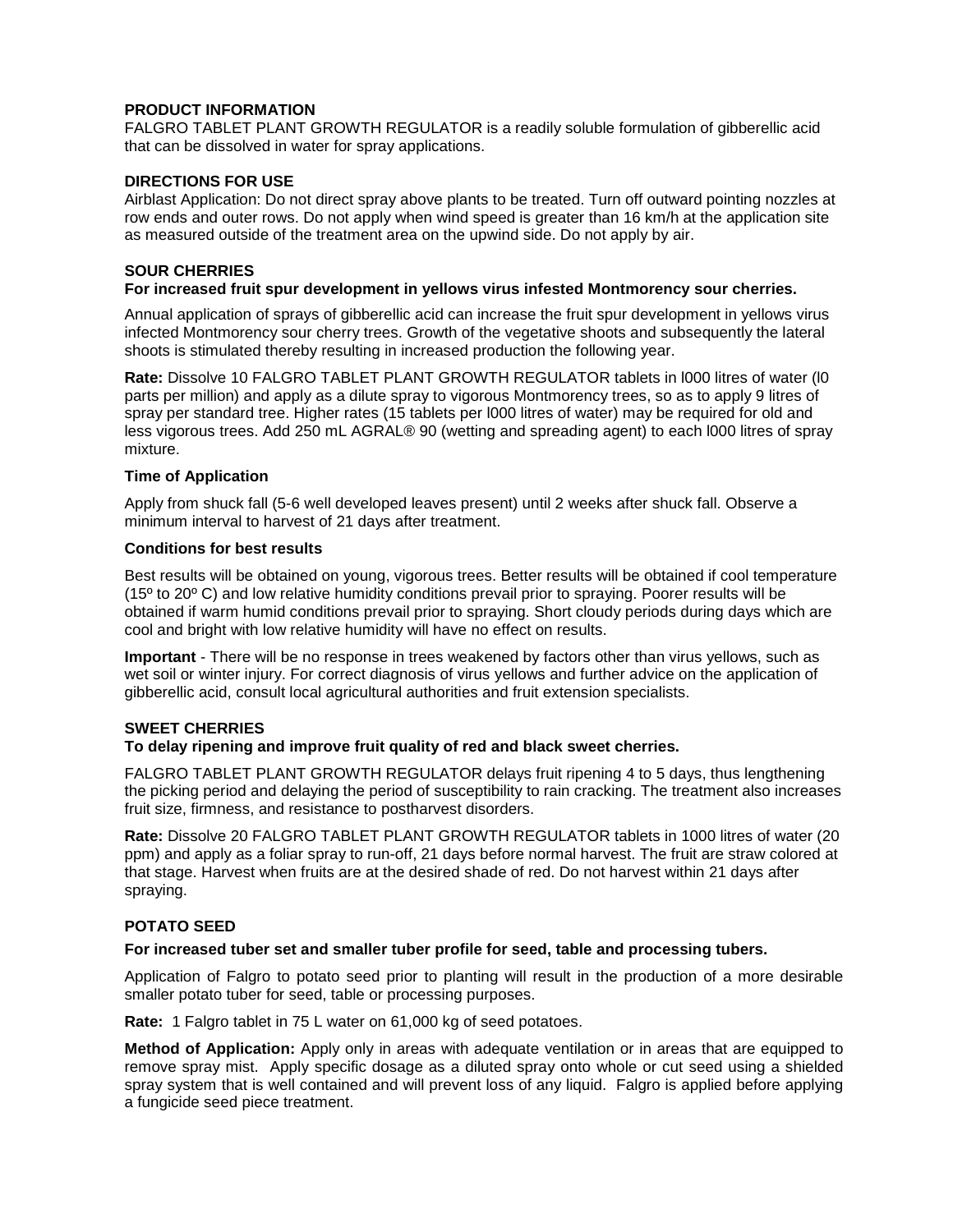## PRODUCT INFORMATION

FALGRO TABLET PLANT GROWTH REGULATOR is a readily soluble formulation of gibberellic acid that can be dissolved in water for spray applications.

## DIRECTIONS FOR USE

Airblast Application: Do not direct spray above plants to be treated. Turn off outward pointing nozzles at row ends and outer rows. Do not apply when wind speed is greater than 16 km/h at the application site as measured outside of the treatment area on the upwind side. Do not apply by air.

## SOUR CHERRIES

**For increased fruit spur development in yellows virus infested Montmorency sour cherries.**

Annual application of sprays of gibberellic acid can increase the fruit spur development in yellows virus infected Montmorency sour cherry trees. Growth of the vegetative shoots and subsequently the lateral shoots is stimulated thereby resulting in increased production the following year.

**Rate:** Dissolve 10 FALGRO TABLET PLANT GROWTH REGULATOR tablets in l000 litres of water (l0 parts per million) and apply as a dilute spray to vigorous Montmorency trees, so as to apply 9 litres of spray per standard tree. Higher rates (15 tablets per l000 litres of water) may be required for old and less vigorous trees. Add 250 mL AGRAL® 90 (wetting and spreading agent) to each l000 litres of spray mixture.

**Time of Application**

Apply from shuck fall (5-6 well developed leaves present) until 2 weeks after shuck fall. Observe a minimum interval to harvest of 21 days after treatment.

**Conditions for best results**

Best results will be obtained on young, vigorous trees. Better results will be obtained if cool temperature (15º to 20º C) and low relative humidity conditions prevail prior to spraying. Poorer results will be obtained if warm humid conditions prevail prior to spraying. Short cloudy periods during days which are cool and bright with low relative humidity will have no effect on results.

**Important** - There will be no response in trees weakened by factors other than virus yellows, such as wet soil or winter injury. For correct diagnosis of virus yellows and further advice on the application of gibberellic acid, consult local agricultural authorities and fruit extension specialists.

## SWEET CHERRIES

**To delay ripening and improve fruit quality of red and black sweet cherries.**

FALGRO TABLET PLANT GROWTH REGULATOR delays fruit ripening 4 to 5 days, thus lengthening the picking period and delaying the period of susceptibility to rain cracking. The treatment also increases fruit size, firmness, and resistance to postharvest disorders.

**Rate:** Dissolve 20 FALGRO TABLET PLANT GROWTH REGULATOR tablets in 1000 litres of water (20 ppm) and apply as a foliar spray to run-off, 21 days before normal harvest. The fruit are straw colored at that stage. Harvest when fruits are at the desired shade of red. Do not harvest within 21 days after spraying.

## POTATO SEED

**For increased tuber set and smaller tuber profile for seed, table and processing tubers.**

Application of Falgro to potato seed prior to planting will result in the production of a more desirable smaller potato tuber for seed, table or processing purposes.

**Rate:** 1 Falgro tablet in 75 L water on 61,000 kg of seed potatoes.

**Method of Application:** Apply only in areas with adequate ventilation or in areas that are equipped to remove spray mist. Apply specific dosage as a diluted spray onto whole or cut seed using a shielded spray system that is well contained and will prevent loss of any liquid. Falgro is applied before applying a fungicide seed piece treatment.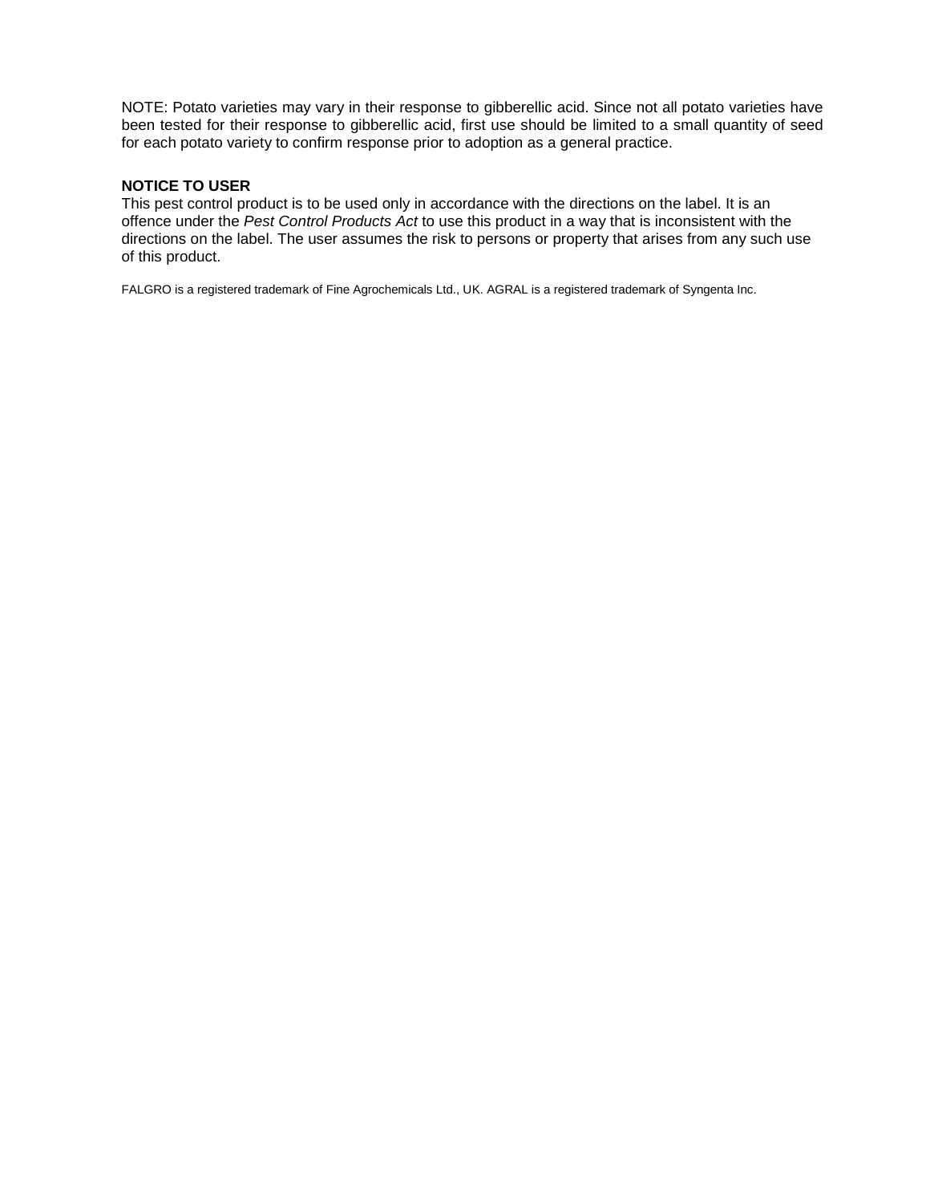NOTE: Potato varieties may vary in their response to gibberellic acid. Since not all potato varieties have been tested for their response to gibberellic acid, first use should be limited to a small quantity of seed for each potato variety to confirm response prior to adoption as a general practice.

**NOTICE TO USER**

This pest control product is to be used only in accordance with the directions on the label. It is an offence under the *Pest Control Products Act* to use this product in a way that is inconsistent with the directions on the label. The user assumes the risk to persons or property that arises from any such use of this product.

FALGRO is a registered trademark of Fine Agrochemicals Ltd., UK. AGRAL is a registered trademark of Syngenta Inc.